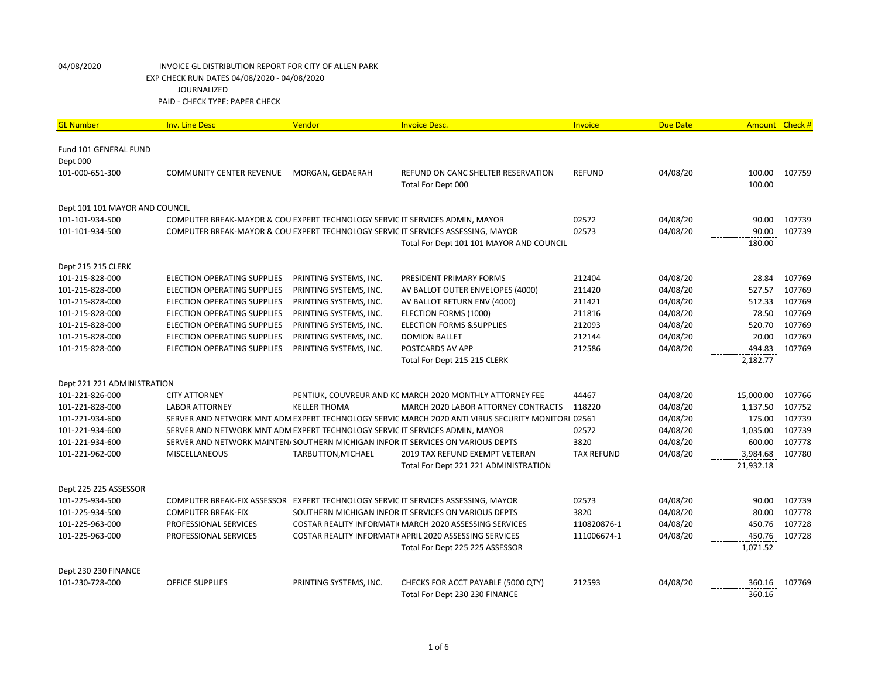04/08/2020 INVOICE GL DISTRIBUTION REPORT FOR CITY OF ALLEN PARK
EXP CHECK RUN DATES 04/08/2020 - 04/08/2020
JOURNALIZED
PAID - CHECK TYPE: PAPER CHECK

| GL Number | Inv. Line Desc | Vendor | Invoice Desc. | Invoice | Due Date | Amount | Check # |
|---|---|---|---|---|---|---|---|
| Fund 101 GENERAL FUND | | | | | | | |
| Dept 000 | | | | | | | |
| 101-000-651-300 | COMMUNITY CENTER REVENUE | MORGAN, GEDAERAH | REFUND ON CANC SHELTER RESERVATION | REFUND | 04/08/20 | 100.00 | 107759 |
| | | | Total For Dept 000 | | | 100.00 | |
| Dept 101 101 MAYOR AND COUNCIL | | | | | | | |
| 101-101-934-500 | COMPUTER BREAK-MAYOR & COU | EXPERT TECHNOLOGY SERVIC | IT SERVICES ADMIN, MAYOR | 02572 | 04/08/20 | 90.00 | 107739 |
| 101-101-934-500 | COMPUTER BREAK-MAYOR & COU | EXPERT TECHNOLOGY SERVIC | IT SERVICES ASSESSING, MAYOR | 02573 | 04/08/20 | 90.00 | 107739 |
| | | | Total For Dept 101 101 MAYOR AND COUNCIL | | | 180.00 | |
| Dept 215 215 CLERK | | | | | | | |
| 101-215-828-000 | ELECTION OPERATING SUPPLIES | PRINTING SYSTEMS, INC. | PRESIDENT PRIMARY FORMS | 212404 | 04/08/20 | 28.84 | 107769 |
| 101-215-828-000 | ELECTION OPERATING SUPPLIES | PRINTING SYSTEMS, INC. | AV BALLOT OUTER ENVELOPES (4000) | 211420 | 04/08/20 | 527.57 | 107769 |
| 101-215-828-000 | ELECTION OPERATING SUPPLIES | PRINTING SYSTEMS, INC. | AV BALLOT RETURN ENV (4000) | 211421 | 04/08/20 | 512.33 | 107769 |
| 101-215-828-000 | ELECTION OPERATING SUPPLIES | PRINTING SYSTEMS, INC. | ELECTION FORMS (1000) | 211816 | 04/08/20 | 78.50 | 107769 |
| 101-215-828-000 | ELECTION OPERATING SUPPLIES | PRINTING SYSTEMS, INC. | ELECTION FORMS &SUPPLIES | 212093 | 04/08/20 | 520.70 | 107769 |
| 101-215-828-000 | ELECTION OPERATING SUPPLIES | PRINTING SYSTEMS, INC. | DOMION BALLET | 212144 | 04/08/20 | 20.00 | 107769 |
| 101-215-828-000 | ELECTION OPERATING SUPPLIES | PRINTING SYSTEMS, INC. | POSTCARDS AV APP | 212586 | 04/08/20 | 494.83 | 107769 |
| | | | Total For Dept 215 215 CLERK | | | 2,182.77 | |
| Dept 221 221 ADMINISTRATION | | | | | | | |
| 101-221-826-000 | CITY ATTORNEY | PENTIUK, COUVREUR AND KC | MARCH 2020 MONTHLY ATTORNEY FEE | 44467 | 04/08/20 | 15,000.00 | 107766 |
| 101-221-828-000 | LABOR ATTORNEY | KELLER THOMA | MARCH 2020 LABOR ATTORNEY CONTRACTS | 118220 | 04/08/20 | 1,137.50 | 107752 |
| 101-221-934-600 | SERVER AND NETWORK MNT ADM | EXPERT TECHNOLOGY SERVIC | MARCH 2020 ANTI VIRUS SECURITY MONITORII | 02561 | 04/08/20 | 175.00 | 107739 |
| 101-221-934-600 | SERVER AND NETWORK MNT ADM | EXPERT TECHNOLOGY SERVIC | IT SERVICES ADMIN, MAYOR | 02572 | 04/08/20 | 1,035.00 | 107739 |
| 101-221-934-600 | SERVER AND NETWORK MAINTEN/ | SOUTHERN MICHIGAN INFOR | IT SERVICES ON VARIOUS DEPTS | 3820 | 04/08/20 | 600.00 | 107778 |
| 101-221-962-000 | MISCELLANEOUS | TARBUTTON,MICHAEL | 2019 TAX REFUND EXEMPT VETERAN | TAX REFUND | 04/08/20 | 3,984.68 | 107780 |
| | | | Total For Dept 221 221 ADMINISTRATION | | | 21,932.18 | |
| Dept 225 225 ASSESSOR | | | | | | | |
| 101-225-934-500 | COMPUTER BREAK-FIX ASSESSOR | EXPERT TECHNOLOGY SERVIC | IT SERVICES ASSESSING, MAYOR | 02573 | 04/08/20 | 90.00 | 107739 |
| 101-225-934-500 | COMPUTER BREAK-FIX | SOUTHERN MICHIGAN INFOR | IT SERVICES ON VARIOUS DEPTS | 3820 | 04/08/20 | 80.00 | 107778 |
| 101-225-963-000 | PROFESSIONAL SERVICES | COSTAR REALITY INFORMATI( | MARCH 2020 ASSESSING SERVICES | 110820876-1 | 04/08/20 | 450.76 | 107728 |
| 101-225-963-000 | PROFESSIONAL SERVICES | COSTAR REALITY INFORMATI( | APRIL 2020 ASSESSING SERVICES | 111006674-1 | 04/08/20 | 450.76 | 107728 |
| | | | Total For Dept 225 225 ASSESSOR | | | 1,071.52 | |
| Dept 230 230 FINANCE | | | | | | | |
| 101-230-728-000 | OFFICE SUPPLIES | PRINTING SYSTEMS, INC. | CHECKS FOR ACCT PAYABLE (5000 QTY) | 212593 | 04/08/20 | 360.16 | 107769 |
| | | | Total For Dept 230 230 FINANCE | | | 360.16 | |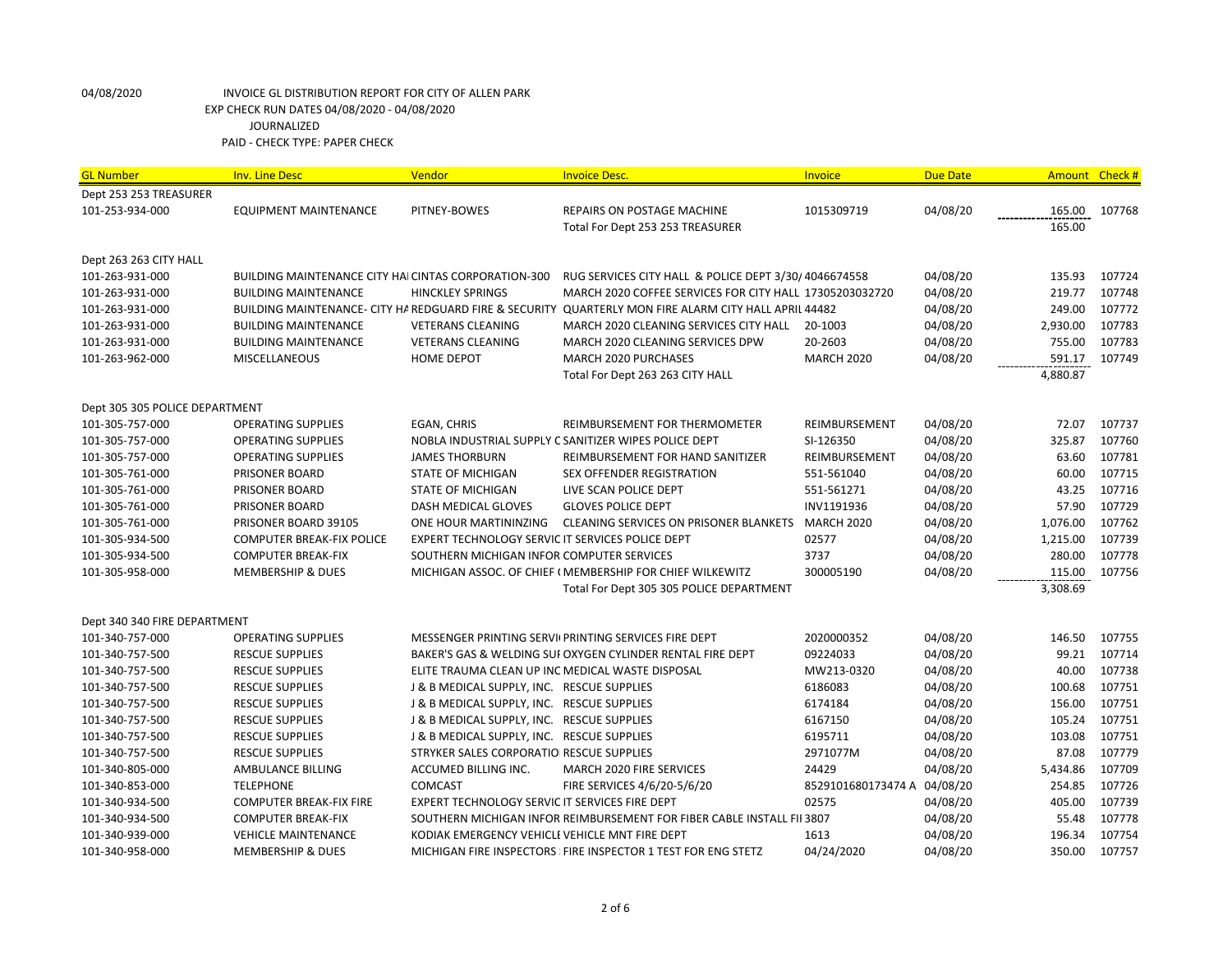04/08/2020 INVOICE GL DISTRIBUTION REPORT FOR CITY OF ALLEN PARK

EXP CHECK RUN DATES 04/08/2020 - 04/08/2020

JOURNALIZED

PAID - CHECK TYPE: PAPER CHECK

| GL Number | Inv. Line Desc | Vendor | Invoice Desc. | Invoice | Due Date | Amount | Check # |
|---|---|---|---|---|---|---|---|
| Dept 253 253 TREASURER | | | | | | | |
| 101-253-934-000 | EQUIPMENT MAINTENANCE | PITNEY-BOWES | REPAIRS ON POSTAGE MACHINE | 1015309719 | 04/08/20 | 165.00 | 107768 |
| | | | Total For Dept 253 253 TREASURER | | | 165.00 | |
| Dept 263 263 CITY HALL | | | | | | | |
| 101-263-931-000 | BUILDING MAINTENANCE CITY HAI | CINTAS CORPORATION-300 | RUG SERVICES CITY HALL & POLICE DEPT 3/30/ | 4046674558 | 04/08/20 | 135.93 | 107724 |
| 101-263-931-000 | BUILDING MAINTENANCE | HINCKLEY SPRINGS | MARCH 2020 COFFEE SERVICES FOR CITY HALL | 17305203032720 | 04/08/20 | 219.77 | 107748 |
| 101-263-931-000 | BUILDING MAINTENANCE- CITY HA | REDGUARD FIRE & SECURITY | QUARTERLY MON FIRE ALARM CITY HALL APRIL | 44482 | 04/08/20 | 249.00 | 107772 |
| 101-263-931-000 | BUILDING MAINTENANCE | VETERANS CLEANING | MARCH 2020 CLEANING SERVICES CITY HALL | 20-1003 | 04/08/20 | 2,930.00 | 107783 |
| 101-263-931-000 | BUILDING MAINTENANCE | VETERANS CLEANING | MARCH 2020 CLEANING SERVICES DPW | 20-2603 | 04/08/20 | 755.00 | 107783 |
| 101-263-962-000 | MISCELLANEOUS | HOME DEPOT | MARCH 2020 PURCHASES | MARCH 2020 | 04/08/20 | 591.17 | 107749 |
| | | | Total For Dept 263 263 CITY HALL | | | 4,880.87 | |
| Dept 305 305 POLICE DEPARTMENT | | | | | | | |
| 101-305-757-000 | OPERATING SUPPLIES | EGAN, CHRIS | REIMBURSEMENT FOR THERMOMETER | REIMBURSEMENT | 04/08/20 | 72.07 | 107737 |
| 101-305-757-000 | OPERATING SUPPLIES | NOBLA INDUSTRIAL SUPPLY C | SANITIZER WIPES POLICE DEPT | SI-126350 | 04/08/20 | 325.87 | 107760 |
| 101-305-757-000 | OPERATING SUPPLIES | JAMES THORBURN | REIMBURSEMENT FOR HAND SANITIZER | REIMBURSEMENT | 04/08/20 | 63.60 | 107781 |
| 101-305-761-000 | PRISONER BOARD | STATE OF MICHIGAN | SEX OFFENDER REGISTRATION | 551-561040 | 04/08/20 | 60.00 | 107715 |
| 101-305-761-000 | PRISONER BOARD | STATE OF MICHIGAN | LIVE SCAN POLICE DEPT | 551-561271 | 04/08/20 | 43.25 | 107716 |
| 101-305-761-000 | PRISONER BOARD | DASH MEDICAL GLOVES | GLOVES POLICE DEPT | INV1191936 | 04/08/20 | 57.90 | 107729 |
| 101-305-761-000 | PRISONER BOARD 39105 | ONE HOUR MARTININZING | CLEANING SERVICES ON PRISONER BLANKETS | MARCH 2020 | 04/08/20 | 1,076.00 | 107762 |
| 101-305-934-500 | COMPUTER BREAK-FIX POLICE | EXPERT TECHNOLOGY SERVIC | IT SERVICES POLICE DEPT | 02577 | 04/08/20 | 1,215.00 | 107739 |
| 101-305-934-500 | COMPUTER BREAK-FIX | SOUTHERN MICHIGAN INFOR | COMPUTER SERVICES | 3737 | 04/08/20 | 280.00 | 107778 |
| 101-305-958-000 | MEMBERSHIP & DUES | MICHIGAN ASSOC. OF CHIEF ( | MEMBERSHIP FOR CHIEF WILKEWITZ | 300005190 | 04/08/20 | 115.00 | 107756 |
| | | | Total For Dept 305 305 POLICE DEPARTMENT | | | 3,308.69 | |
| Dept 340 340 FIRE DEPARTMENT | | | | | | | |
| 101-340-757-000 | OPERATING SUPPLIES | MESSENGER PRINTING SERVI | PRINTING SERVICES FIRE DEPT | 2020000352 | 04/08/20 | 146.50 | 107755 |
| 101-340-757-500 | RESCUE SUPPLIES | BAKER'S GAS & WELDING SUI | OXYGEN CYLINDER RENTAL FIRE DEPT | 09224033 | 04/08/20 | 99.21 | 107714 |
| 101-340-757-500 | RESCUE SUPPLIES | ELITE TRAUMA CLEAN UP INC | MEDICAL WASTE DISPOSAL | MW213-0320 | 04/08/20 | 40.00 | 107738 |
| 101-340-757-500 | RESCUE SUPPLIES | J & B MEDICAL SUPPLY, INC. | RESCUE SUPPLIES | 6186083 | 04/08/20 | 100.68 | 107751 |
| 101-340-757-500 | RESCUE SUPPLIES | J & B MEDICAL SUPPLY, INC. | RESCUE SUPPLIES | 6174184 | 04/08/20 | 156.00 | 107751 |
| 101-340-757-500 | RESCUE SUPPLIES | J & B MEDICAL SUPPLY, INC. | RESCUE SUPPLIES | 6167150 | 04/08/20 | 105.24 | 107751 |
| 101-340-757-500 | RESCUE SUPPLIES | J & B MEDICAL SUPPLY, INC. | RESCUE SUPPLIES | 6195711 | 04/08/20 | 103.08 | 107751 |
| 101-340-757-500 | RESCUE SUPPLIES | STRYKER SALES CORPORATIO | RESCUE SUPPLIES | 2971077M | 04/08/20 | 87.08 | 107779 |
| 101-340-805-000 | AMBULANCE BILLING | ACCUMED BILLING INC. | MARCH 2020 FIRE SERVICES | 24429 | 04/08/20 | 5,434.86 | 107709 |
| 101-340-853-000 | TELEPHONE | COMCAST | FIRE SERVICES 4/6/20-5/6/20 | 8529101680173474 A | 04/08/20 | 254.85 | 107726 |
| 101-340-934-500 | COMPUTER BREAK-FIX FIRE | EXPERT TECHNOLOGY SERVIC | IT SERVICES FIRE DEPT | 02575 | 04/08/20 | 405.00 | 107739 |
| 101-340-934-500 | COMPUTER BREAK-FIX | SOUTHERN MICHIGAN INFOR | REIMBURSEMENT FOR FIBER CABLE INSTALL FII | 3807 | 04/08/20 | 55.48 | 107778 |
| 101-340-939-000 | VEHICLE MAINTENANCE | KODIAK EMERGENCY VEHICLE | VEHICLE MNT FIRE DEPT | 1613 | 04/08/20 | 196.34 | 107754 |
| 101-340-958-000 | MEMBERSHIP & DUES | MICHIGAN FIRE INSPECTORS | FIRE INSPECTOR 1 TEST FOR ENG STETZ | 04/24/2020 | 04/08/20 | 350.00 | 107757 |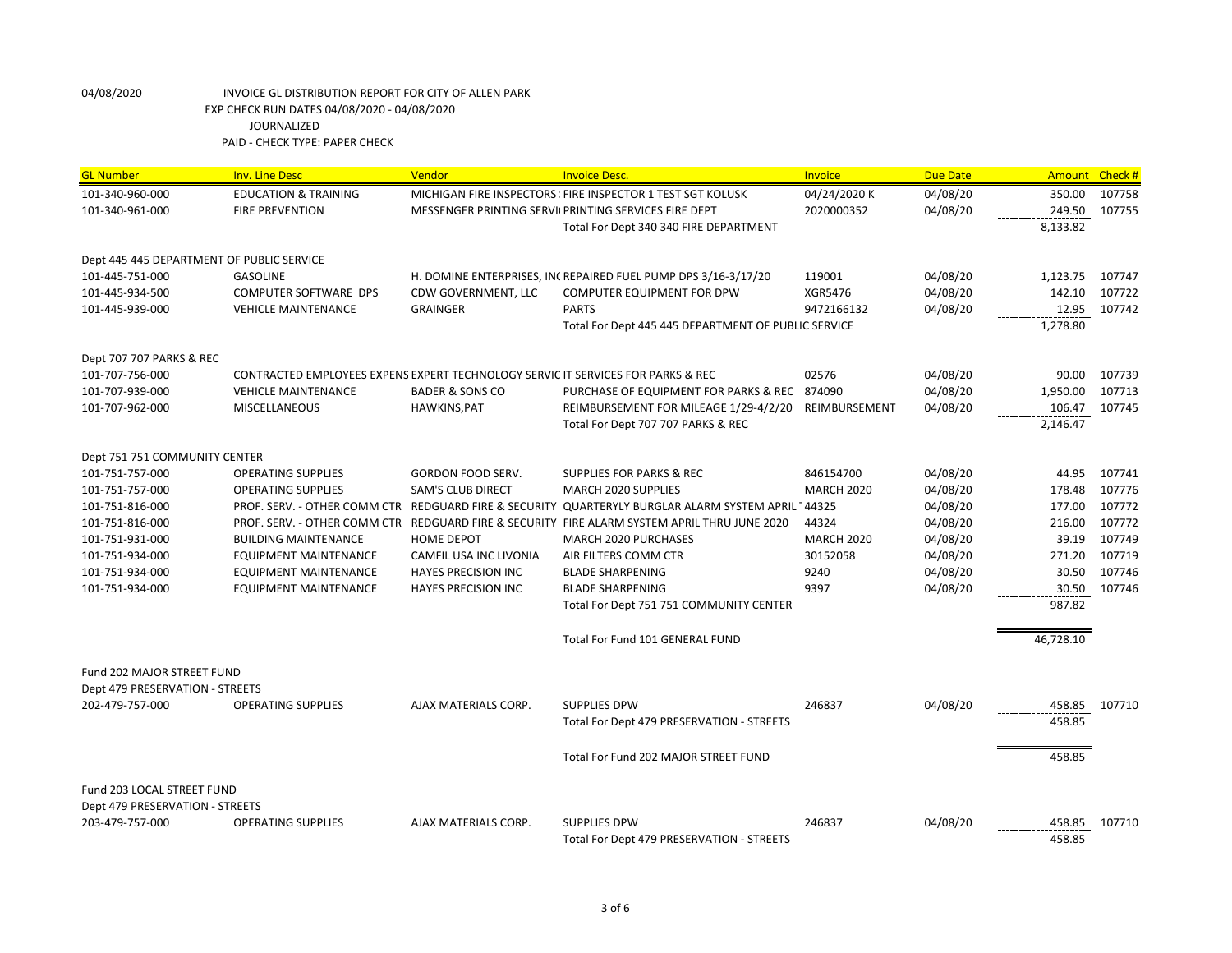04/08/2020 INVOICE GL DISTRIBUTION REPORT FOR CITY OF ALLEN PARK
EXP CHECK RUN DATES 04/08/2020 - 04/08/2020
JOURNALIZED
PAID - CHECK TYPE: PAPER CHECK

| GL Number | Inv. Line Desc | Vendor | Invoice Desc. | Invoice | Due Date | Amount | Check # |
|---|---|---|---|---|---|---|---|
| 101-340-960-000 | EDUCATION & TRAINING | MICHIGAN FIRE INSPECTORS | FIRE INSPECTOR 1 TEST SGT KOLUSK | 04/24/2020 K | 04/08/20 | 350.00 | 107758 |
| 101-340-961-000 | FIRE PREVENTION | MESSENGER PRINTING SERVI | PRINTING SERVICES FIRE DEPT | 2020000352 | 04/08/20 | 249.50 | 107755 |
| | | | Total For Dept 340 340 FIRE DEPARTMENT | | | 8,133.82 | |
| Dept 445 445 DEPARTMENT OF PUBLIC SERVICE | | | | | | | |
| 101-445-751-000 | GASOLINE | H. DOMINE ENTERPRISES, INC | REPAIRED FUEL PUMP DPS 3/16-3/17/20 | 119001 | 04/08/20 | 1,123.75 | 107747 |
| 101-445-934-500 | COMPUTER SOFTWARE DPS | CDW GOVERNMENT, LLC | COMPUTER EQUIPMENT FOR DPW | XGR5476 | 04/08/20 | 142.10 | 107722 |
| 101-445-939-000 | VEHICLE MAINTENANCE | GRAINGER | PARTS | 9472166132 | 04/08/20 | 12.95 | 107742 |
| | | | Total For Dept 445 445 DEPARTMENT OF PUBLIC SERVICE | | | 1,278.80 | |
| Dept 707 707 PARKS & REC | | | | | | | |
| 101-707-756-000 | CONTRACTED EMPLOYEES EXPENS | EXPERT TECHNOLOGY SERVIC | IT SERVICES FOR PARKS & REC | 02576 | 04/08/20 | 90.00 | 107739 |
| 101-707-939-000 | VEHICLE MAINTENANCE | BADER & SONS CO | PURCHASE OF EQUIPMENT FOR PARKS & REC | 874090 | 04/08/20 | 1,950.00 | 107713 |
| 101-707-962-000 | MISCELLANEOUS | HAWKINS,PAT | REIMBURSEMENT FOR MILEAGE 1/29-4/2/20 | REIMBURSEMENT | 04/08/20 | 106.47 | 107745 |
| | | | Total For Dept 707 707 PARKS & REC | | | 2,146.47 | |
| Dept 751 751 COMMUNITY CENTER | | | | | | | |
| 101-751-757-000 | OPERATING SUPPLIES | GORDON FOOD SERV. | SUPPLIES FOR PARKS & REC | 846154700 | 04/08/20 | 44.95 | 107741 |
| 101-751-757-000 | OPERATING SUPPLIES | SAM'S CLUB DIRECT | MARCH 2020 SUPPLIES | MARCH 2020 | 04/08/20 | 178.48 | 107776 |
| 101-751-816-000 | PROF. SERV. - OTHER COMM CTR | REDGUARD FIRE & SECURITY | QUARTERYLY BURGLAR ALARM SYSTEM APRIL | 44325 | 04/08/20 | 177.00 | 107772 |
| 101-751-816-000 | PROF. SERV. - OTHER COMM CTR | REDGUARD FIRE & SECURITY | FIRE ALARM SYSTEM APRIL THRU JUNE 2020 | 44324 | 04/08/20 | 216.00 | 107772 |
| 101-751-931-000 | BUILDING MAINTENANCE | HOME DEPOT | MARCH 2020 PURCHASES | MARCH 2020 | 04/08/20 | 39.19 | 107749 |
| 101-751-934-000 | EQUIPMENT MAINTENANCE | CAMFIL USA INC LIVONIA | AIR FILTERS COMM CTR | 30152058 | 04/08/20 | 271.20 | 107719 |
| 101-751-934-000 | EQUIPMENT MAINTENANCE | HAYES PRECISION INC | BLADE SHARPENING | 9240 | 04/08/20 | 30.50 | 107746 |
| 101-751-934-000 | EQUIPMENT MAINTENANCE | HAYES PRECISION INC | BLADE SHARPENING | 9397 | 04/08/20 | 30.50 | 107746 |
| | | | Total For Dept 751 751 COMMUNITY CENTER | | | 987.82 | |
| | | | Total For Fund 101 GENERAL FUND | | | 46,728.10 | |
| Fund 202 MAJOR STREET FUND | | | | | | | |
| Dept 479 PRESERVATION - STREETS | | | | | | | |
| 202-479-757-000 | OPERATING SUPPLIES | AJAX MATERIALS CORP. | SUPPLIES DPW | 246837 | 04/08/20 | 458.85 | 107710 |
| | | | Total For Dept 479 PRESERVATION - STREETS | | | 458.85 | |
| | | | Total For Fund 202 MAJOR STREET FUND | | | 458.85 | |
| Fund 203 LOCAL STREET FUND | | | | | | | |
| Dept 479 PRESERVATION - STREETS | | | | | | | |
| 203-479-757-000 | OPERATING SUPPLIES | AJAX MATERIALS CORP. | SUPPLIES DPW | 246837 | 04/08/20 | 458.85 | 107710 |
| | | | Total For Dept 479 PRESERVATION - STREETS | | | 458.85 | |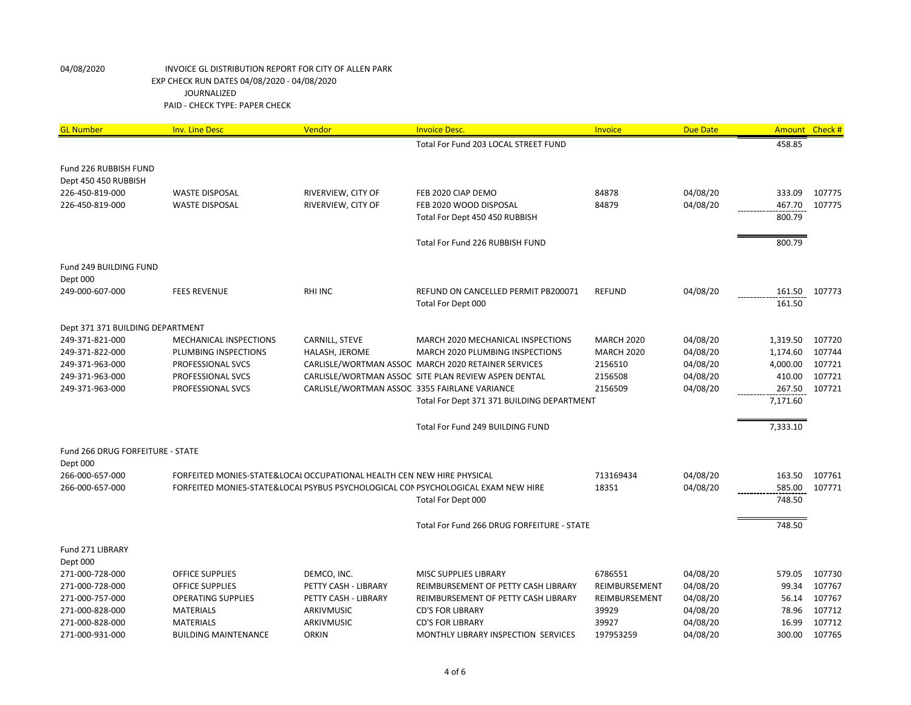04/08/2020 INVOICE GL DISTRIBUTION REPORT FOR CITY OF ALLEN PARK
EXP CHECK RUN DATES 04/08/2020 - 04/08/2020
JOURNALIZED
PAID - CHECK TYPE: PAPER CHECK

| GL Number | Inv. Line Desc | Vendor | Invoice Desc. | Invoice | Due Date | Amount | Check # |
|---|---|---|---|---|---|---|---|
| | | | Total For Fund 203 LOCAL STREET FUND | | | 458.85 | |
| Fund 226 RUBBISH FUND | | | | | | | |
| Dept 450 450 RUBBISH | | | | | | | |
| 226-450-819-000 | WASTE DISPOSAL | RIVERVIEW, CITY OF | FEB 2020 CIAP DEMO | 84878 | 04/08/20 | 333.09 | 107775 |
| 226-450-819-000 | WASTE DISPOSAL | RIVERVIEW, CITY OF | FEB 2020 WOOD DISPOSAL | 84879 | 04/08/20 | 467.70 | 107775 |
| | | | Total For Dept 450 450 RUBBISH | | | 800.79 | |
| | | | Total For Fund 226 RUBBISH FUND | | | 800.79 | |
| Fund 249 BUILDING FUND | | | | | | | |
| Dept 000 | | | | | | | |
| 249-000-607-000 | FEES REVENUE | RHI INC | REFUND ON CANCELLED PERMIT PB200071 | REFUND | 04/08/20 | 161.50 | 107773 |
| | | | Total For Dept 000 | | | 161.50 | |
| Dept 371 371 BUILDING DEPARTMENT | | | | | | | |
| 249-371-821-000 | MECHANICAL INSPECTIONS | CARNILL, STEVE | MARCH 2020 MECHANICAL INSPECTIONS | MARCH 2020 | 04/08/20 | 1,319.50 | 107720 |
| 249-371-822-000 | PLUMBING INSPECTIONS | HALASH, JEROME | MARCH 2020 PLUMBING INSPECTIONS | MARCH 2020 | 04/08/20 | 1,174.60 | 107744 |
| 249-371-963-000 | PROFESSIONAL SVCS | CARLISLE/WORTMAN ASSOC | MARCH 2020 RETAINER SERVICES | 2156510 | 04/08/20 | 4,000.00 | 107721 |
| 249-371-963-000 | PROFESSIONAL SVCS | CARLISLE/WORTMAN ASSOC | SITE PLAN REVIEW ASPEN DENTAL | 2156508 | 04/08/20 | 410.00 | 107721 |
| 249-371-963-000 | PROFESSIONAL SVCS | CARLISLE/WORTMAN ASSOC | 3355 FAIRLANE VARIANCE | 2156509 | 04/08/20 | 267.50 | 107721 |
| | | | Total For Dept 371 371 BUILDING DEPARTMENT | | | 7,171.60 | |
| | | | Total For Fund 249 BUILDING FUND | | | 7,333.10 | |
| Fund 266 DRUG FORFEITURE - STATE | | | | | | | |
| Dept 000 | | | | | | | |
| 266-000-657-000 | FORFEITED MONIES-STATE&LOCAL | OCCUPATIONAL HEALTH CEN | NEW HIRE PHYSICAL | 713169434 | 04/08/20 | 163.50 | 107761 |
| 266-000-657-000 | FORFEITED MONIES-STATE&LOCAL | PSYBUS PSYCHOLOGICAL CON | PSYCHOLOGICAL EXAM NEW HIRE | 18351 | 04/08/20 | 585.00 | 107771 |
| | | | Total For Dept 000 | | | 748.50 | |
| | | | Total For Fund 266 DRUG FORFEITURE - STATE | | | 748.50 | |
| Fund 271 LIBRARY | | | | | | | |
| Dept 000 | | | | | | | |
| 271-000-728-000 | OFFICE SUPPLIES | DEMCO, INC. | MISC SUPPLIES LIBRARY | 6786551 | 04/08/20 | 579.05 | 107730 |
| 271-000-728-000 | OFFICE SUPPLIES | PETTY CASH - LIBRARY | REIMBURSEMENT OF PETTY CASH LIBRARY | REIMBURSEMENT | 04/08/20 | 99.34 | 107767 |
| 271-000-757-000 | OPERATING SUPPLIES | PETTY CASH - LIBRARY | REIMBURSEMENT OF PETTY CASH LIBRARY | REIMBURSEMENT | 04/08/20 | 56.14 | 107767 |
| 271-000-828-000 | MATERIALS | ARKIVMUSIC | CD'S FOR LIBRARY | 39929 | 04/08/20 | 78.96 | 107712 |
| 271-000-828-000 | MATERIALS | ARKIVMUSIC | CD'S FOR LIBRARY | 39927 | 04/08/20 | 16.99 | 107712 |
| 271-000-931-000 | BUILDING MAINTENANCE | ORKIN | MONTHLY LIBRARY INSPECTION SERVICES | 197953259 | 04/08/20 | 300.00 | 107765 |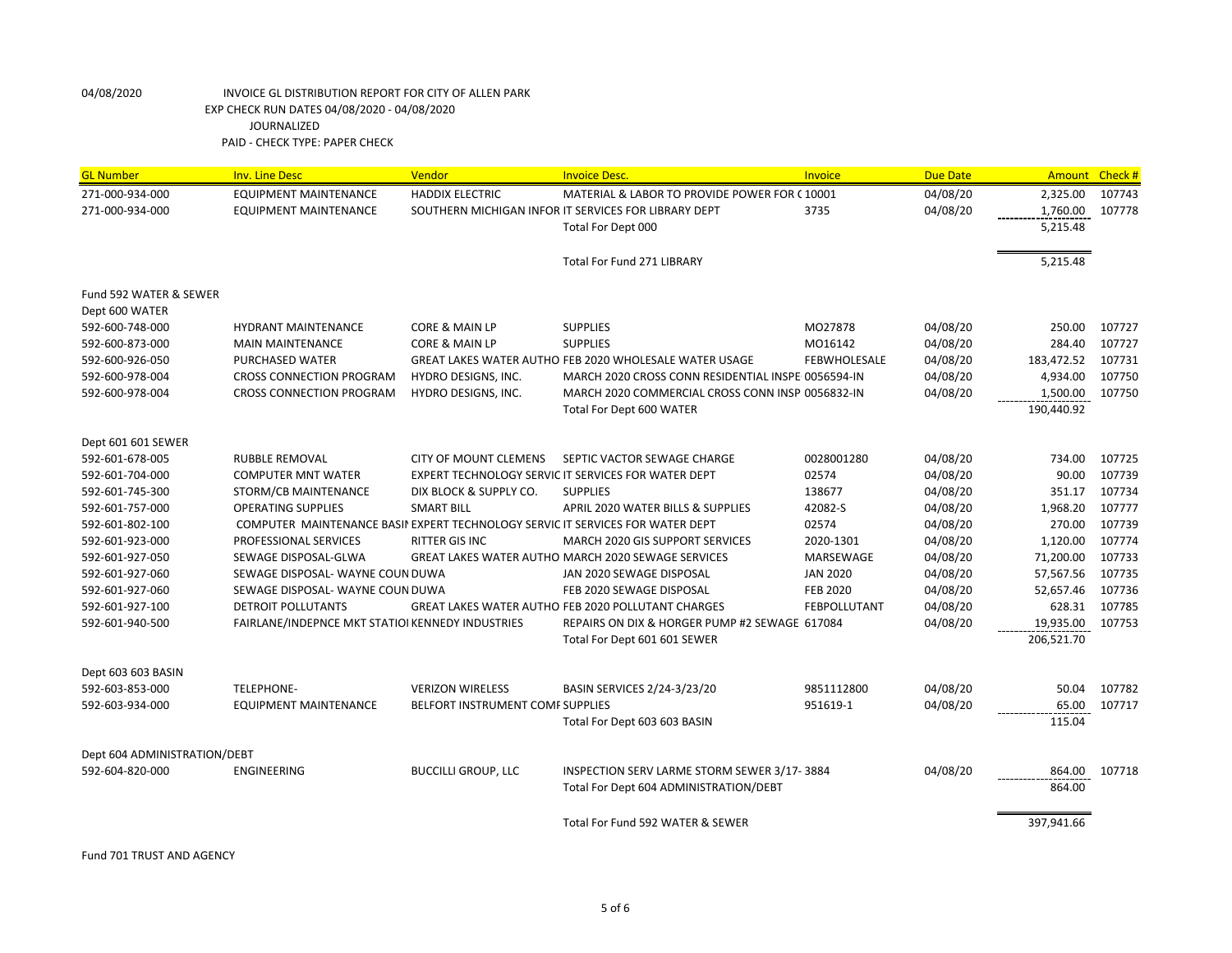04/08/2020 INVOICE GL DISTRIBUTION REPORT FOR CITY OF ALLEN PARK
EXP CHECK RUN DATES 04/08/2020 - 04/08/2020
JOURNALIZED
PAID - CHECK TYPE: PAPER CHECK

| GL Number | Inv. Line Desc | Vendor | Invoice Desc. | Invoice | Due Date | Amount | Check # |
|---|---|---|---|---|---|---|---|
| 271-000-934-000 | EQUIPMENT MAINTENANCE | HADDIX ELECTRIC | MATERIAL & LABOR TO PROVIDE POWER FOR ( | 10001 | 04/08/20 | 2,325.00 | 107743 |
| 271-000-934-000 | EQUIPMENT MAINTENANCE | SOUTHERN MICHIGAN INFOR | IT SERVICES FOR LIBRARY DEPT | 3735 | 04/08/20 | 1,760.00 | 107778 |
| | | | Total For Dept 000 | | | 5,215.48 | |
| | | | Total For Fund 271 LIBRARY | | | 5,215.48 | |
| Fund 592 WATER & SEWER | | | | | | | |
| Dept 600 WATER | | | | | | | |
| 592-600-748-000 | HYDRANT MAINTENANCE | CORE & MAIN LP | SUPPLIES | MO27878 | 04/08/20 | 250.00 | 107727 |
| 592-600-873-000 | MAIN MAINTENANCE | CORE & MAIN LP | SUPPLIES | MO16142 | 04/08/20 | 284.40 | 107727 |
| 592-600-926-050 | PURCHASED WATER | GREAT LAKES WATER AUTHO | FEB 2020 WHOLESALE WATER USAGE | FEBWHOLESALE | 04/08/20 | 183,472.52 | 107731 |
| 592-600-978-004 | CROSS CONNECTION PROGRAM | HYDRO DESIGNS, INC. | MARCH 2020 CROSS CONN RESIDENTIAL INSPE | 0056594-IN | 04/08/20 | 4,934.00 | 107750 |
| 592-600-978-004 | CROSS CONNECTION PROGRAM | HYDRO DESIGNS, INC. | MARCH 2020 COMMERCIAL CROSS CONN INSP | 0056832-IN | 04/08/20 | 1,500.00 | 107750 |
| | | | Total For Dept 600 WATER | | | 190,440.92 | |
| Dept 601 601 SEWER | | | | | | | |
| 592-601-678-005 | RUBBLE REMOVAL | CITY OF MOUNT CLEMENS | SEPTIC VACTOR SEWAGE CHARGE | 0028001280 | 04/08/20 | 734.00 | 107725 |
| 592-601-704-000 | COMPUTER MNT WATER | EXPERT TECHNOLOGY SERVIC | IT SERVICES FOR WATER DEPT | 02574 | 04/08/20 | 90.00 | 107739 |
| 592-601-745-300 | STORM/CB MAINTENANCE | DIX BLOCK & SUPPLY CO. | SUPPLIES | 138677 | 04/08/20 | 351.17 | 107734 |
| 592-601-757-000 | OPERATING SUPPLIES | SMART BILL | APRIL 2020 WATER BILLS & SUPPLIES | 42082-S | 04/08/20 | 1,968.20 | 107777 |
| 592-601-802-100 | COMPUTER MAINTENANCE BASIN | EXPERT TECHNOLOGY SERVIC | IT SERVICES FOR WATER DEPT | 02574 | 04/08/20 | 270.00 | 107739 |
| 592-601-923-000 | PROFESSIONAL SERVICES | RITTER GIS INC | MARCH 2020 GIS SUPPORT SERVICES | 2020-1301 | 04/08/20 | 1,120.00 | 107774 |
| 592-601-927-050 | SEWAGE DISPOSAL-GLWA | GREAT LAKES WATER AUTHO | MARCH 2020 SEWAGE SERVICES | MARSEWAGE | 04/08/20 | 71,200.00 | 107733 |
| 592-601-927-060 | SEWAGE DISPOSAL- WAYNE COUN | DUWA | JAN 2020 SEWAGE DISPOSAL | JAN 2020 | 04/08/20 | 57,567.56 | 107735 |
| 592-601-927-060 | SEWAGE DISPOSAL- WAYNE COUN | DUWA | FEB 2020 SEWAGE DISPOSAL | FEB 2020 | 04/08/20 | 52,657.46 | 107736 |
| 592-601-927-100 | DETROIT POLLUTANTS | GREAT LAKES WATER AUTHO | FEB 2020 POLLUTANT CHARGES | FEBPOLLUTANT | 04/08/20 | 628.31 | 107785 |
| 592-601-940-500 | FAIRLANE/INDEPNCE MKT STATIOI | KENNEDY INDUSTRIES | REPAIRS ON DIX & HORGER PUMP #2 SEWAGE | 617084 | 04/08/20 | 19,935.00 | 107753 |
| | | | Total For Dept 601 601 SEWER | | | 206,521.70 | |
| Dept 603 603 BASIN | | | | | | | |
| 592-603-853-000 | TELEPHONE- | VERIZON WIRELESS | BASIN SERVICES 2/24-3/23/20 | 9851112800 | 04/08/20 | 50.04 | 107782 |
| 592-603-934-000 | EQUIPMENT MAINTENANCE | BELFORT INSTRUMENT COMI | SUPPLIES | 951619-1 | 04/08/20 | 65.00 | 107717 |
| | | | Total For Dept 603 603 BASIN | | | 115.04 | |
| Dept 604 ADMINISTRATION/DEBT | | | | | | | |
| 592-604-820-000 | ENGINEERING | BUCCILLI GROUP, LLC | INSPECTION SERV LARME STORM SEWER 3/17- | 3884 | 04/08/20 | 864.00 | 107718 |
| | | | Total For Dept 604 ADMINISTRATION/DEBT | | | 864.00 | |
| | | | Total For Fund 592 WATER & SEWER | | | 397,941.66 | |

Fund 701 TRUST AND AGENCY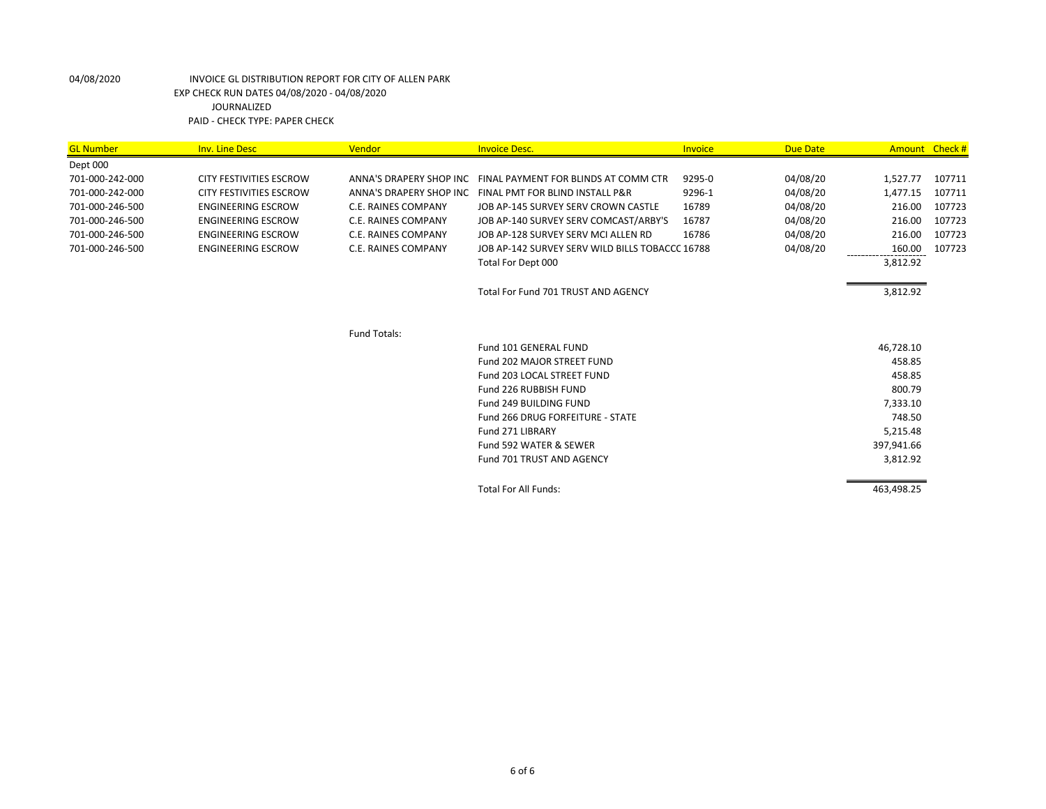04/08/2020 INVOICE GL DISTRIBUTION REPORT FOR CITY OF ALLEN PARK

EXP CHECK RUN DATES 04/08/2020 - 04/08/2020

JOURNALIZED

PAID - CHECK TYPE: PAPER CHECK

| GL Number | Inv. Line Desc | Vendor | Invoice Desc. | Invoice | Due Date | Amount | Check # |
|---|---|---|---|---|---|---|---|
| Dept 000 | | | | | | | |
| 701-000-242-000 | CITY FESTIVITIES ESCROW | ANNA'S DRAPERY SHOP INC | FINAL PAYMENT FOR BLINDS AT COMM CTR | 9295-0 | 04/08/20 | 1,527.77 | 107711 |
| 701-000-242-000 | CITY FESTIVITIES ESCROW | ANNA'S DRAPERY SHOP INC | FINAL PMT FOR BLIND INSTALL P&R | 9296-1 | 04/08/20 | 1,477.15 | 107711 |
| 701-000-246-500 | ENGINEERING ESCROW | C.E. RAINES COMPANY | JOB AP-145 SURVEY SERV CROWN CASTLE | 16789 | 04/08/20 | 216.00 | 107723 |
| 701-000-246-500 | ENGINEERING ESCROW | C.E. RAINES COMPANY | JOB AP-140 SURVEY SERV COMCAST/ARBY'S | 16787 | 04/08/20 | 216.00 | 107723 |
| 701-000-246-500 | ENGINEERING ESCROW | C.E. RAINES COMPANY | JOB AP-128 SURVEY SERV MCI ALLEN RD | 16786 | 04/08/20 | 216.00 | 107723 |
| 701-000-246-500 | ENGINEERING ESCROW | C.E. RAINES COMPANY | JOB AP-142 SURVEY SERV WILD BILLS TOBACCC | 16788 | 04/08/20 | 160.00 | 107723 |
| | | | Total For Dept 000 | | | 3,812.92 | |
| | | | Total For Fund 701 TRUST AND AGENCY | | | 3,812.92 | |
| | | Fund Totals: | | | | | |
| | | | Fund 101 GENERAL FUND | | | 46,728.10 | |
| | | | Fund 202 MAJOR STREET FUND | | | 458.85 | |
| | | | Fund 203 LOCAL STREET FUND | | | 458.85 | |
| | | | Fund 226 RUBBISH FUND | | | 800.79 | |
| | | | Fund 249 BUILDING FUND | | | 7,333.10 | |
| | | | Fund 266 DRUG FORFEITURE - STATE | | | 748.50 | |
| | | | Fund 271 LIBRARY | | | 5,215.48 | |
| | | | Fund 592 WATER & SEWER | | | 397,941.66 | |
| | | | Fund 701 TRUST AND AGENCY | | | 3,812.92 | |
| | | | Total For All Funds: | | | 463,498.25 | |